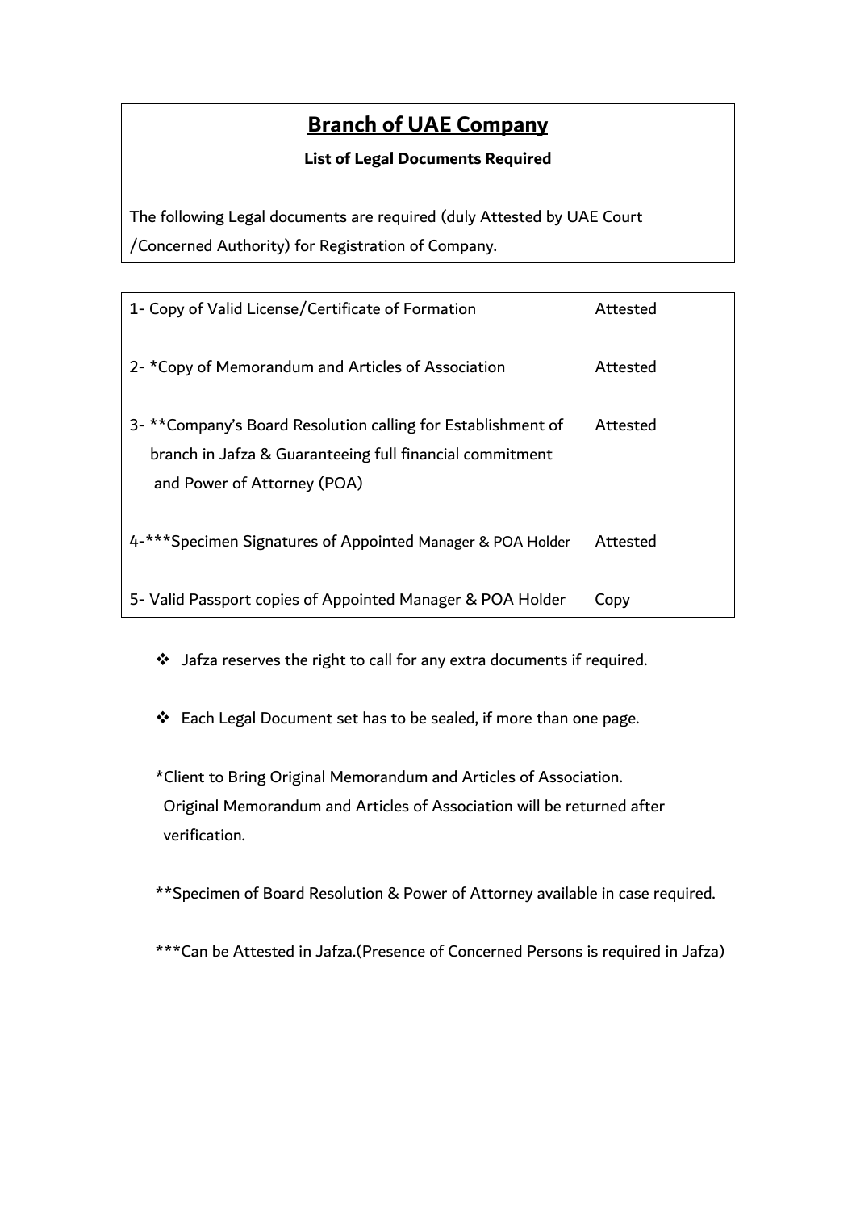# Branch of UAE Company

## List of Legal Documents Required

The following Legal documents are required (duly Attested by UAE Court /Concerned Authority) for Registration of Company.

| Document | Status |
| --- | --- |
| 1- Copy of Valid License/Certificate of Formation | Attested |
| 2- *Copy of Memorandum and Articles of Association | Attested |
| 3- **Company's Board Resolution calling for Establishment of branch in Jafza & Guaranteeing full financial commitment and Power of Attorney (POA) | Attested |
| 4-***Specimen Signatures of Appointed Manager & POA Holder | Attested |
| 5- Valid Passport copies of Appointed Manager & POA Holder | Copy |

- Jafza reserves the right to call for any extra documents if required.
- Each Legal Document set has to be sealed, if more than one page.

*Client to Bring Original Memorandum and Articles of Association. Original Memorandum and Articles of Association will be returned after verification.

**Specimen of Board Resolution & Power of Attorney available in case required.

***Can be Attested in Jafza.(Presence of Concerned Persons is required in Jafza)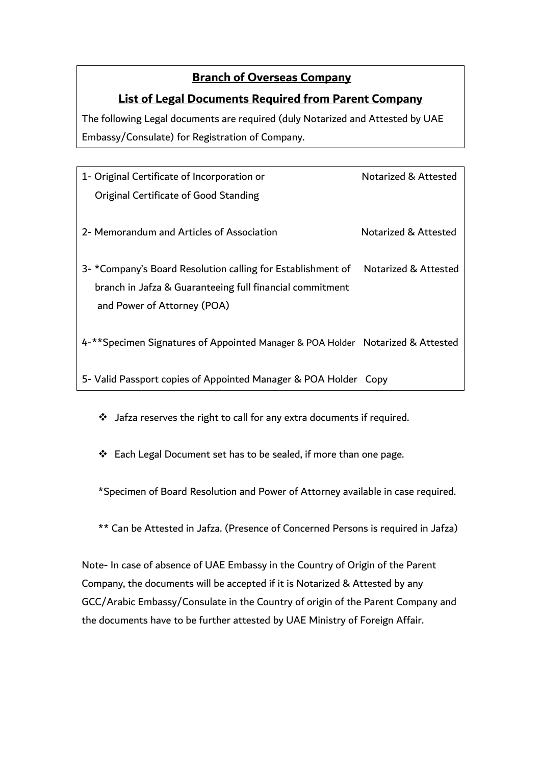## Branch of Overseas Company

## List of Legal Documents Required from Parent Company

The following Legal documents are required (duly Notarized and Attested by UAE Embassy/Consulate) for Registration of Company.

| Document | Requirement |
|---|---|
| 1- Original Certificate of Incorporation or Original Certificate of Good Standing | Notarized & Attested |
| 2- Memorandum and Articles of Association | Notarized & Attested |
| 3- *Company's Board Resolution calling for Establishment of branch in Jafza & Guaranteeing full financial commitment and Power of Attorney (POA) | Notarized & Attested |
| 4-**Specimen Signatures of Appointed Manager & POA Holder | Notarized & Attested |
| 5- Valid Passport copies of Appointed Manager & POA Holder | Copy |

- Jafza reserves the right to call for any extra documents if required.
- Each Legal Document set has to be sealed, if more than one page.

*Specimen of Board Resolution and Power of Attorney available in case required.

** Can be Attested in Jafza. (Presence of Concerned Persons is required in Jafza)

Note- In case of absence of UAE Embassy in the Country of Origin of the Parent Company, the documents will be accepted if it is Notarized & Attested by any GCC/Arabic Embassy/Consulate in the Country of origin of the Parent Company and the documents have to be further attested by UAE Ministry of Foreign Affair.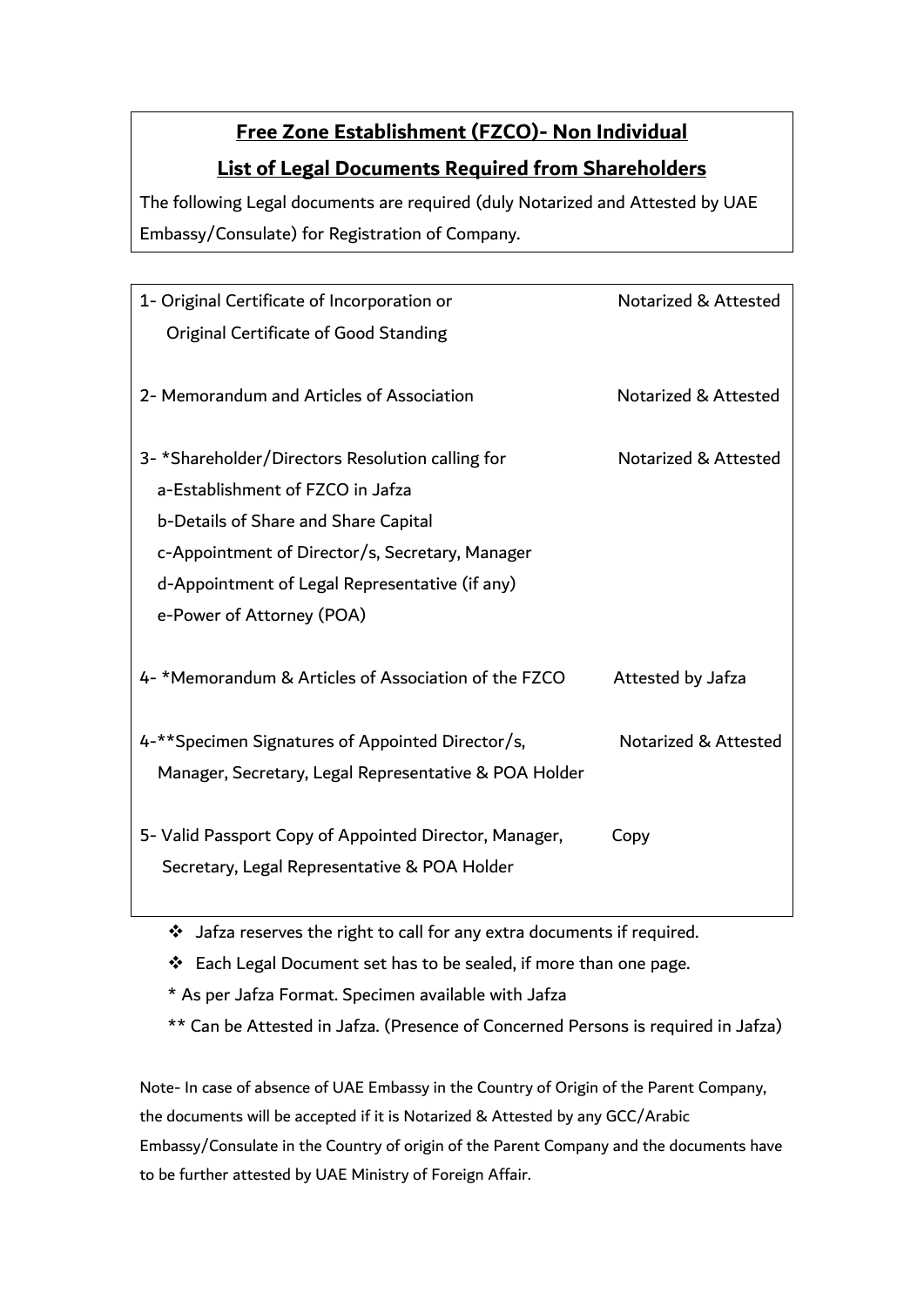## Free Zone Establishment (FZCO)- Non Individual

## List of Legal Documents Required from Shareholders

The following Legal documents are required (duly Notarized and Attested by UAE Embassy/Consulate) for Registration of Company.

| Document | Requirement |
|---|---|
| 1- Original Certificate of Incorporation or Original Certificate of Good Standing | Notarized & Attested |
| 2- Memorandum and Articles of Association | Notarized & Attested |
| 3- *Shareholder/Directors Resolution calling for<br>a-Establishment of FZCO in Jafza<br>b-Details of Share and Share Capital<br>c-Appointment of Director/s, Secretary, Manager<br>d-Appointment of Legal Representative (if any)<br>e-Power of Attorney (POA) | Notarized & Attested |
| 4- *Memorandum & Articles of Association of the FZCO | Attested by Jafza |
| 4-**Specimen Signatures of Appointed Director/s, Manager, Secretary, Legal Representative & POA Holder | Notarized & Attested |
| 5- Valid Passport Copy of Appointed Director, Manager, Secretary, Legal Representative & POA Holder | Copy |

- ❖ Jafza reserves the right to call for any extra documents if required.
- ❖ Each Legal Document set has to be sealed, if more than one page.

* As per Jafza Format. Specimen available with Jafza

** Can be Attested in Jafza. (Presence of Concerned Persons is required in Jafza)

Note- In case of absence of UAE Embassy in the Country of Origin of the Parent Company, the documents will be accepted if it is Notarized & Attested by any GCC/Arabic Embassy/Consulate in the Country of origin of the Parent Company and the documents have to be further attested by UAE Ministry of Foreign Affair.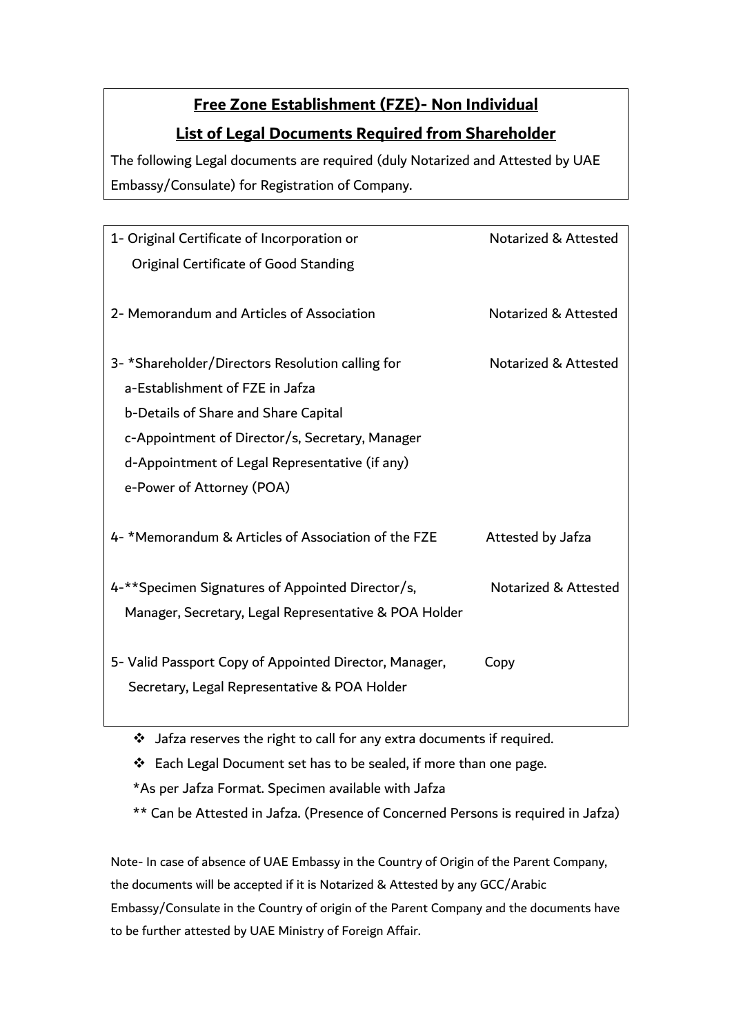## Free Zone Establishment (FZE)- Non Individual

## List of Legal Documents Required from Shareholder

The following Legal documents are required (duly Notarized and Attested by UAE Embassy/Consulate) for Registration of Company.

| Document | Requirement |
|---|---|
| 1- Original Certificate of Incorporation or<br>Original Certificate of Good Standing | Notarized & Attested |
| 2- Memorandum and Articles of Association | Notarized & Attested |
| 3- *Shareholder/Directors Resolution calling for<br>a-Establishment of FZE in Jafza<br>b-Details of Share and Share Capital<br>c-Appointment of Director/s, Secretary, Manager<br>d-Appointment of Legal Representative (if any)<br>e-Power of Attorney (POA) | Notarized & Attested |
| 4- *Memorandum & Articles of Association of the FZE | Attested by Jafza |
| 4-**Specimen Signatures of Appointed Director/s, Manager, Secretary, Legal Representative & POA Holder | Notarized & Attested |
| 5- Valid Passport Copy of Appointed Director, Manager, Secretary, Legal Representative & POA Holder | Copy |

- ❖ Jafza reserves the right to call for any extra documents if required.
- ❖ Each Legal Document set has to be sealed, if more than one page.

*As per Jafza Format. Specimen available with Jafza

** Can be Attested in Jafza. (Presence of Concerned Persons is required in Jafza)

Note- In case of absence of UAE Embassy in the Country of Origin of the Parent Company, the documents will be accepted if it is Notarized & Attested by any GCC/Arabic Embassy/Consulate in the Country of origin of the Parent Company and the documents have to be further attested by UAE Ministry of Foreign Affair.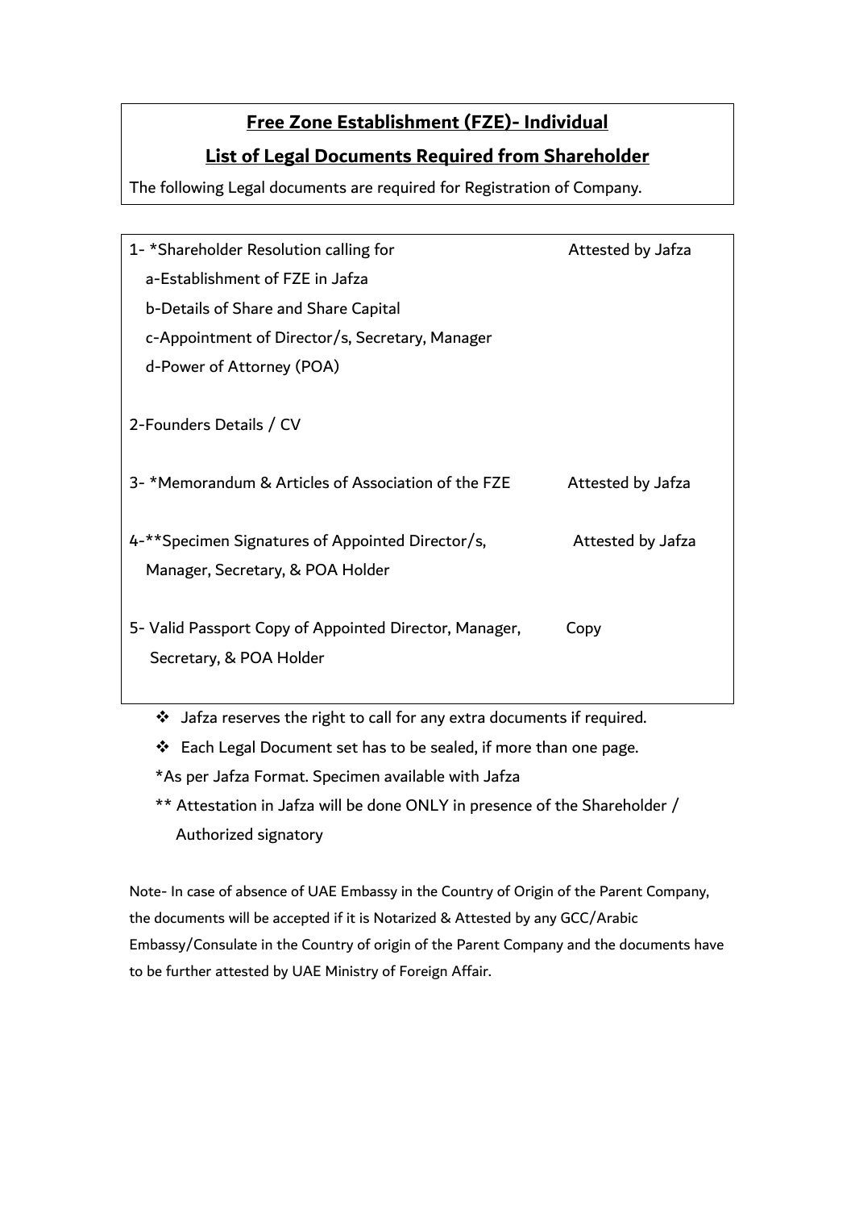## Free Zone Establishment (FZE)- Individual

## List of Legal Documents Required from Shareholder

The following Legal documents are required for Registration of Company.

| Document | Requirement |
|---|---|
| 1- *Shareholder Resolution calling for<br>a-Establishment of FZE in Jafza<br>b-Details of Share and Share Capital<br>c-Appointment of Director/s, Secretary, Manager<br>d-Power of Attorney (POA) | Attested by Jafza |
| 2-Founders Details / CV | |
| 3- *Memorandum & Articles of Association of the FZE | Attested by Jafza |
| 4-**Specimen Signatures of Appointed Director/s, Manager, Secretary, & POA Holder | Attested by Jafza |
| 5- Valid Passport Copy of Appointed Director, Manager, Secretary, & POA Holder | Copy |

- Jafza reserves the right to call for any extra documents if required.
- Each Legal Document set has to be sealed, if more than one page.

*As per Jafza Format. Specimen available with Jafza

** Attestation in Jafza will be done ONLY in presence of the Shareholder / Authorized signatory

Note- In case of absence of UAE Embassy in the Country of Origin of the Parent Company, the documents will be accepted if it is Notarized & Attested by any GCC/Arabic Embassy/Consulate in the Country of origin of the Parent Company and the documents have to be further attested by UAE Ministry of Foreign Affair.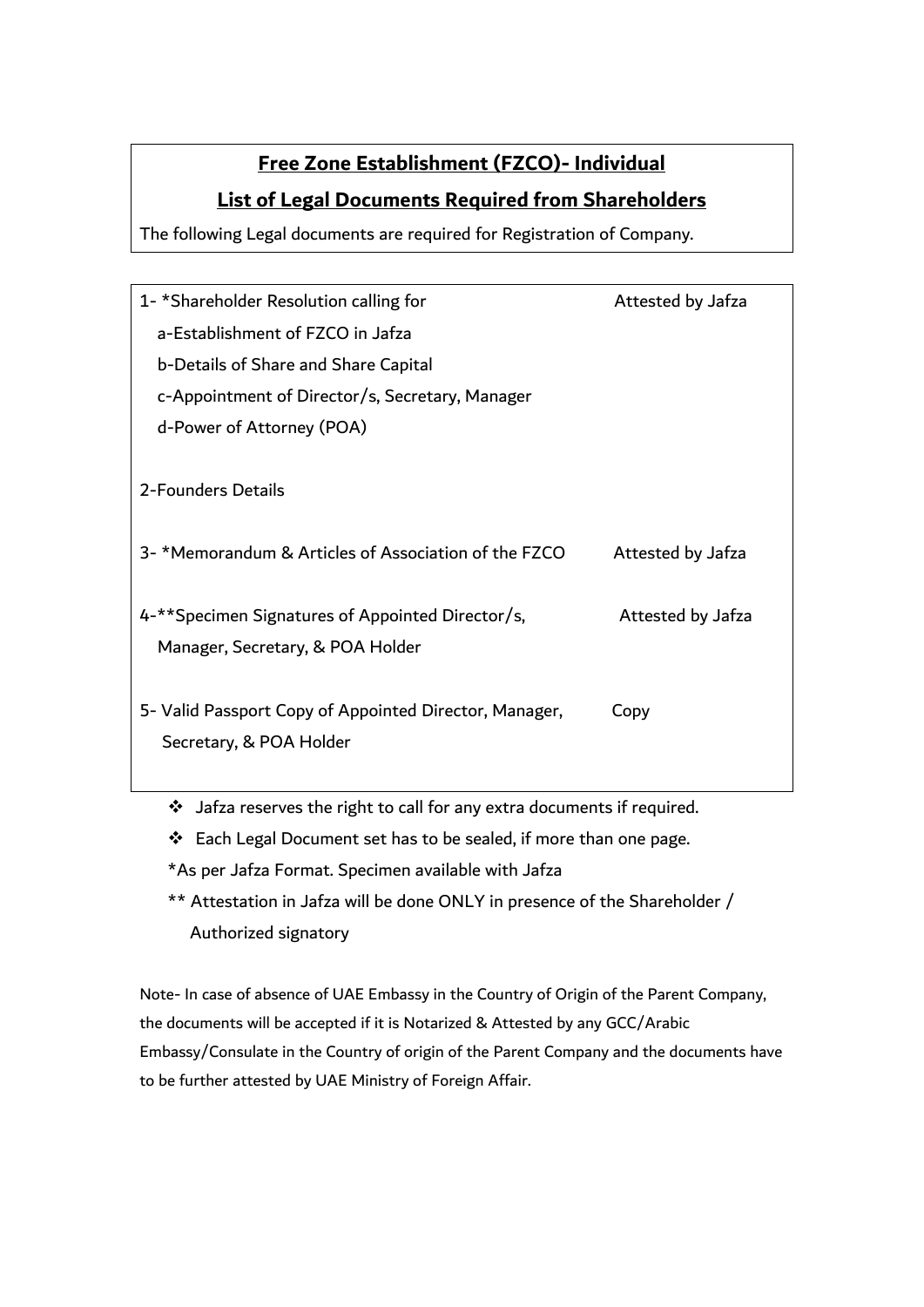## Free Zone Establishment (FZCO)- Individual

## List of Legal Documents Required from Shareholders

The following Legal documents are required for Registration of Company.

| | |
|---|---|
| 1- *Shareholder Resolution calling for<br>a-Establishment of FZCO in Jafza<br>b-Details of Share and Share Capital<br>c-Appointment of Director/s, Secretary, Manager<br>d-Power of Attorney (POA) | Attested by Jafza |
| 2-Founders Details | |
| 3- *Memorandum & Articles of Association of the FZCO | Attested by Jafza |
| 4-**Specimen Signatures of Appointed Director/s, Manager, Secretary, & POA Holder | Attested by Jafza |
| 5- Valid Passport Copy of Appointed Director, Manager, Secretary, & POA Holder | Copy |

- Jafza reserves the right to call for any extra documents if required.
- Each Legal Document set has to be sealed, if more than one page.

*As per Jafza Format. Specimen available with Jafza

** Attestation in Jafza will be done ONLY in presence of the Shareholder / Authorized signatory

Note- In case of absence of UAE Embassy in the Country of Origin of the Parent Company, the documents will be accepted if it is Notarized & Attested by any GCC/Arabic Embassy/Consulate in the Country of origin of the Parent Company and the documents have to be further attested by UAE Ministry of Foreign Affair.